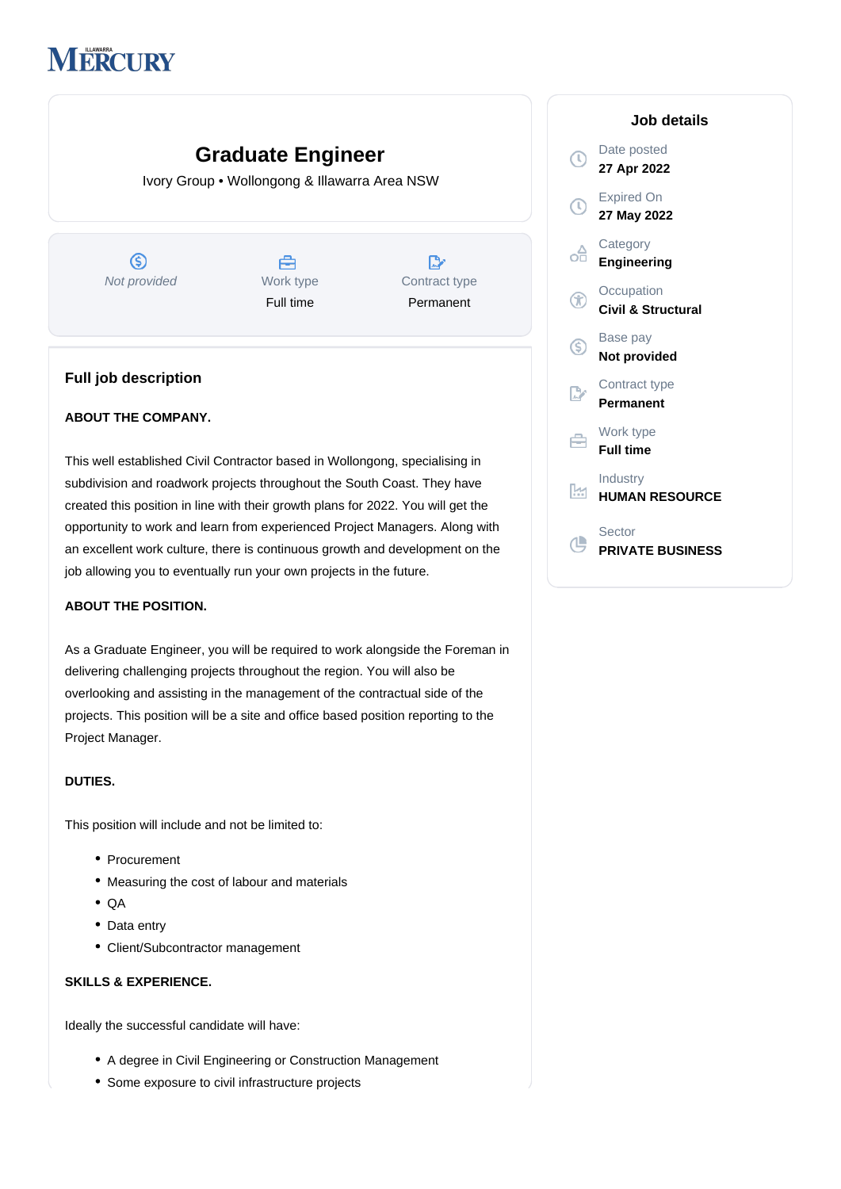MERCURY

# Graduate Engineer

Ivory Group • Wollongong & Illawarra Area NSW

| *Not provided* | Work type | Contract type |
|---|---|---|
| | Full time | Permanent |

## Job details

Date posted
**27 Apr 2022**

Expired On
**27 May 2022**

Category
**Engineering**

Occupation
**Civil & Structural**

Base pay
**Not provided**

Contract type
**Permanent**

Work type
**Full time**

Industry
**HUMAN RESOURCE**

Sector
**PRIVATE BUSINESS**

## Full job description

**ABOUT THE COMPANY.**

This well established Civil Contractor based in Wollongong, specialising in subdivision and roadwork projects throughout the South Coast. They have created this position in line with their growth plans for 2022. You will get the opportunity to work and learn from experienced Project Managers. Along with an excellent work culture, there is continuous growth and development on the job allowing you to eventually run your own projects in the future.

**ABOUT THE POSITION.**

As a Graduate Engineer, you will be required to work alongside the Foreman in delivering challenging projects throughout the region. You will also be overlooking and assisting in the management of the contractual side of the projects. This position will be a site and office based position reporting to the Project Manager.

**DUTIES.**

This position will include and not be limited to:

- Procurement
- Measuring the cost of labour and materials
- QA
- Data entry
- Client/Subcontractor management

**SKILLS & EXPERIENCE.**

Ideally the successful candidate will have:

- A degree in Civil Engineering or Construction Management
- Some exposure to civil infrastructure projects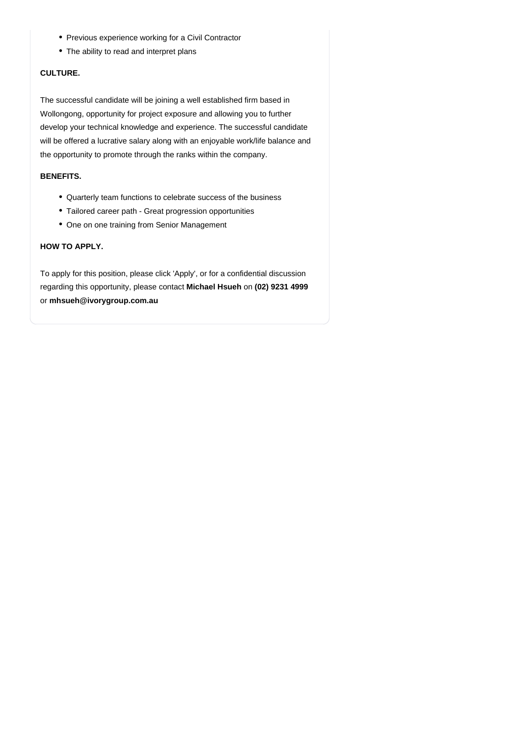- Previous experience working for a Civil Contractor
- The ability to read and interpret plans

**CULTURE.**

The successful candidate will be joining a well established firm based in Wollongong, opportunity for project exposure and allowing you to further develop your technical knowledge and experience. The successful candidate will be offered a lucrative salary along with an enjoyable work/life balance and the opportunity to promote through the ranks within the company.

**BENEFITS.**

- Quarterly team functions to celebrate success of the business
- Tailored career path - Great progression opportunities
- One on one training from Senior Management

**HOW TO APPLY.**

To apply for this position, please click 'Apply', or for a confidential discussion regarding this opportunity, please contact **Michael Hsueh** on **(02) 9231 4999** or **mhsueh@ivorygroup.com.au**